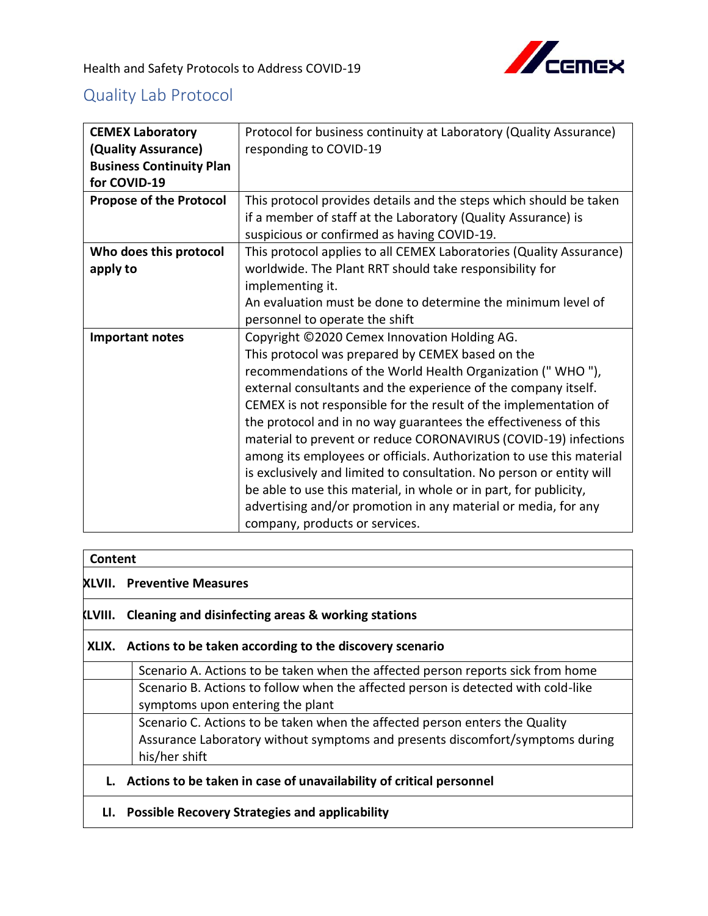Health and Safety Protocols to Address COVID-19

## Quality Lab Protocol

| **CEMEX Laboratory (Quality Assurance) Business Continuity Plan for COVID-19** | Protocol for business continuity at Laboratory (Quality Assurance) responding to COVID-19 |
|---|---|
| **Propose of the Protocol** | This protocol provides details and the steps which should be taken if a member of staff at the Laboratory (Quality Assurance) is suspicious or confirmed as having COVID-19. |
| **Who does this protocol apply to** | This protocol applies to all CEMEX Laboratories (Quality Assurance) worldwide. The Plant RRT should take responsibility for implementing it.<br>An evaluation must be done to determine the minimum level of personnel to operate the shift |
| **Important notes** | Copyright ©2020 Cemex Innovation Holding AG.<br>This protocol was prepared by CEMEX based on the recommendations of the World Health Organization (" WHO "), external consultants and the experience of the company itself. CEMEX is not responsible for the result of the implementation of the protocol and in no way guarantees the effectiveness of this material to prevent or reduce CORONAVIRUS (COVID-19) infections among its employees or officials. Authorization to use this material is exclusively and limited to consultation. No person or entity will be able to use this material, in whole or in part, for publicity, advertising and/or promotion in any material or media, for any company, products or services. |

| **Content** | |
|---|---|
| **XLVII.** | **Preventive Measures** |
| **XLVIII.** | **Cleaning and disinfecting areas & working stations** |
| **XLIX.** | **Actions to be taken according to the discovery scenario** |
| | Scenario A. Actions to be taken when the affected person reports sick from home |
| | Scenario B. Actions to follow when the affected person is detected with cold-like symptoms upon entering the plant |
| | Scenario C. Actions to be taken when the affected person enters the Quality Assurance Laboratory without symptoms and presents discomfort/symptoms during his/her shift |
| **L.** | **Actions to be taken in case of unavailability of critical personnel** |
| **LI.** | **Possible Recovery Strategies and applicability** |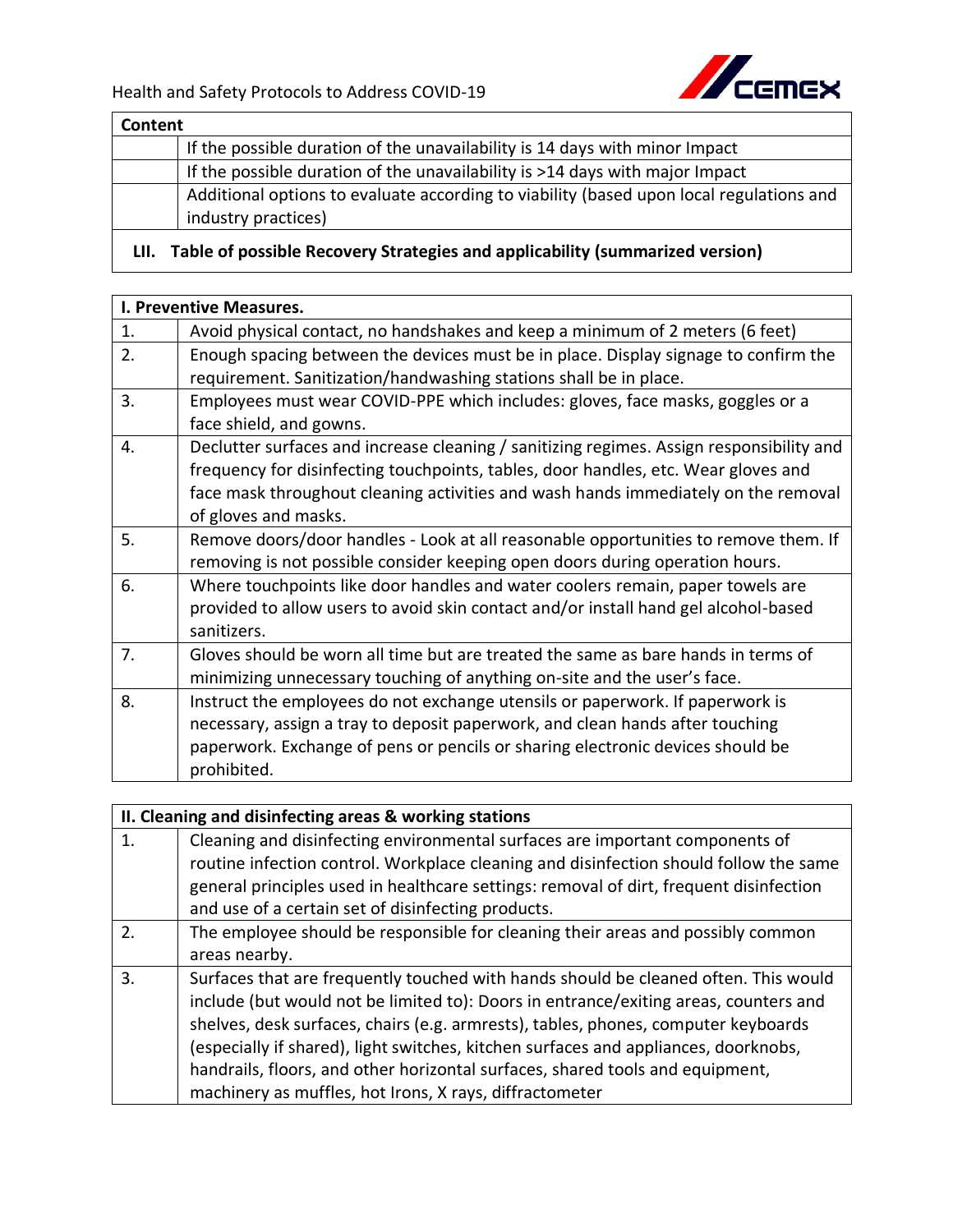| Content | |
|---|---|
| | If the possible duration of the unavailability is 14 days with minor Impact |
| | If the possible duration of the unavailability is >14 days with major Impact |
| | Additional options to evaluate according to viability (based upon local regulations and industry practices) |
| **LII. Table of possible Recovery Strategies and applicability (summarized version)** | |

| **I. Preventive Measures.** | |
|---|---|
| 1. | Avoid physical contact, no handshakes and keep a minimum of 2 meters (6 feet) |
| 2. | Enough spacing between the devices must be in place. Display signage to confirm the requirement. Sanitization/handwashing stations shall be in place. |
| 3. | Employees must wear COVID-PPE which includes: gloves, face masks, goggles or a face shield, and gowns. |
| 4. | Declutter surfaces and increase cleaning / sanitizing regimes. Assign responsibility and frequency for disinfecting touchpoints, tables, door handles, etc. Wear gloves and face mask throughout cleaning activities and wash hands immediately on the removal of gloves and masks. |
| 5. | Remove doors/door handles - Look at all reasonable opportunities to remove them. If removing is not possible consider keeping open doors during operation hours. |
| 6. | Where touchpoints like door handles and water coolers remain, paper towels are provided to allow users to avoid skin contact and/or install hand gel alcohol-based sanitizers. |
| 7. | Gloves should be worn all time but are treated the same as bare hands in terms of minimizing unnecessary touching of anything on-site and the user's face. |
| 8. | Instruct the employees do not exchange utensils or paperwork. If paperwork is necessary, assign a tray to deposit paperwork, and clean hands after touching paperwork. Exchange of pens or pencils or sharing electronic devices should be prohibited. |

| **II. Cleaning and disinfecting areas & working stations** | |
|---|---|
| 1. | Cleaning and disinfecting environmental surfaces are important components of routine infection control. Workplace cleaning and disinfection should follow the same general principles used in healthcare settings: removal of dirt, frequent disinfection and use of a certain set of disinfecting products. |
| 2. | The employee should be responsible for cleaning their areas and possibly common areas nearby. |
| 3. | Surfaces that are frequently touched with hands should be cleaned often. This would include (but would not be limited to): Doors in entrance/exiting areas, counters and shelves, desk surfaces, chairs (e.g. armrests), tables, phones, computer keyboards (especially if shared), light switches, kitchen surfaces and appliances, doorknobs, handrails, floors, and other horizontal surfaces, shared tools and equipment, machinery as muffles, hot Irons, X rays, diffractometer |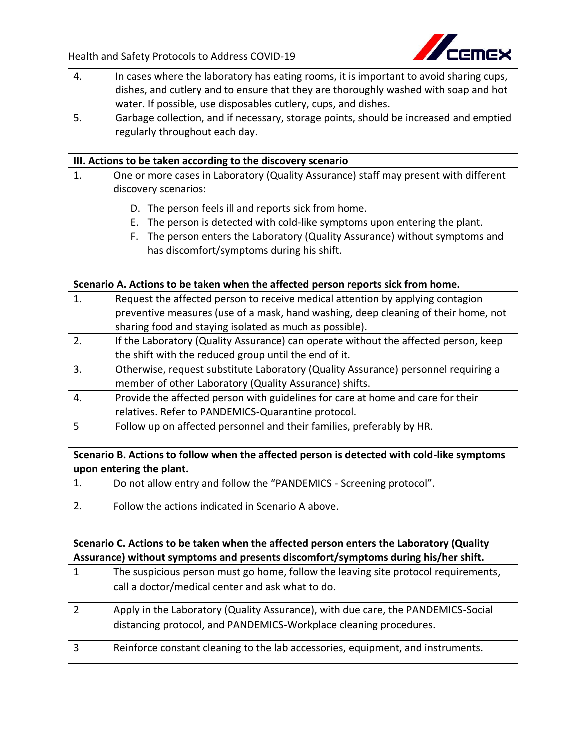| 4. | In cases where the laboratory has eating rooms, it is important to avoid sharing cups, dishes, and cutlery and to ensure that they are thoroughly washed with soap and hot water. If possible, use disposables cutlery, cups, and dishes. |
|---|---|
| 5. | Garbage collection, and if necessary, storage points, should be increased and emptied regularly throughout each day. |

| **III. Actions to be taken according to the discovery scenario** | |
|---|---|
| 1. | One or more cases in Laboratory (Quality Assurance) staff may present with different discovery scenarios:<br>D. The person feels ill and reports sick from home.<br>E. The person is detected with cold-like symptoms upon entering the plant.<br>F. The person enters the Laboratory (Quality Assurance) without symptoms and has discomfort/symptoms during his shift. |

| **Scenario A. Actions to be taken when the affected person reports sick from home.** | |
|---|---|
| 1. | Request the affected person to receive medical attention by applying contagion preventive measures (use of a mask, hand washing, deep cleaning of their home, not sharing food and staying isolated as much as possible). |
| 2. | If the Laboratory (Quality Assurance) can operate without the affected person, keep the shift with the reduced group until the end of it. |
| 3. | Otherwise, request substitute Laboratory (Quality Assurance) personnel requiring a member of other Laboratory (Quality Assurance) shifts. |
| 4. | Provide the affected person with guidelines for care at home and care for their relatives. Refer to PANDEMICS-Quarantine protocol. |
| 5 | Follow up on affected personnel and their families, preferably by HR. |

| **Scenario B. Actions to follow when the affected person is detected with cold-like symptoms upon entering the plant.** | |
|---|---|
| 1. | Do not allow entry and follow the "PANDEMICS - Screening protocol". |
| 2. | Follow the actions indicated in Scenario A above. |

| **Scenario C. Actions to be taken when the affected person enters the Laboratory (Quality Assurance) without symptoms and presents discomfort/symptoms during his/her shift.** | |
|---|---|
| 1 | The suspicious person must go home, follow the leaving site protocol requirements, call a doctor/medical center and ask what to do. |
| 2 | Apply in the Laboratory (Quality Assurance), with due care, the PANDEMICS-Social distancing protocol, and PANDEMICS-Workplace cleaning procedures. |
| 3 | Reinforce constant cleaning to the lab accessories, equipment, and instruments. |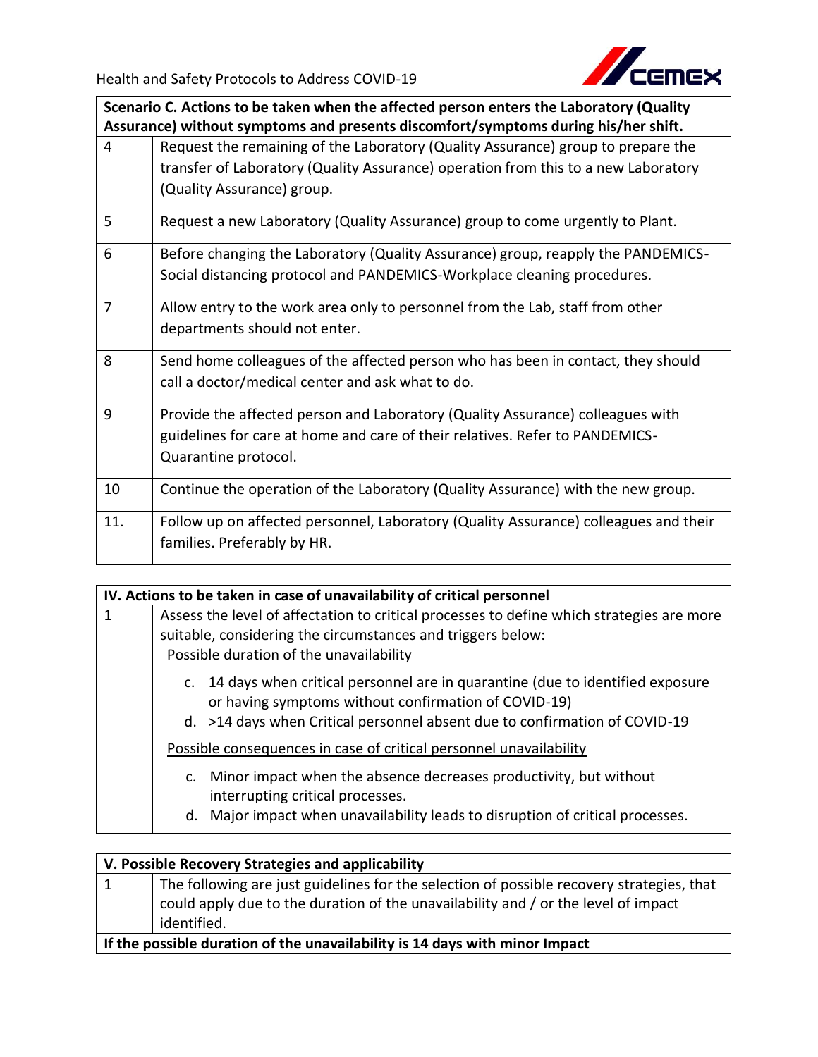| Scenario C. Actions to be taken when the affected person enters the Laboratory (Quality Assurance) without symptoms and presents discomfort/symptoms during his/her shift. | |
|---|---|
| 4 | Request the remaining of the Laboratory (Quality Assurance) group to prepare the transfer of Laboratory (Quality Assurance) operation from this to a new Laboratory (Quality Assurance) group. |
| 5 | Request a new Laboratory (Quality Assurance) group to come urgently to Plant. |
| 6 | Before changing the Laboratory (Quality Assurance) group, reapply the PANDEMICS-Social distancing protocol and PANDEMICS-Workplace cleaning procedures. |
| 7 | Allow entry to the work area only to personnel from the Lab, staff from other departments should not enter. |
| 8 | Send home colleagues of the affected person who has been in contact, they should call a doctor/medical center and ask what to do. |
| 9 | Provide the affected person and Laboratory (Quality Assurance) colleagues with guidelines for care at home and care of their relatives. Refer to PANDEMICS-Quarantine protocol. |
| 10 | Continue the operation of the Laboratory (Quality Assurance) with the new group. |
| 11. | Follow up on affected personnel, Laboratory (Quality Assurance) colleagues and their families. Preferably by HR. |

| IV. Actions to be taken in case of unavailability of critical personnel | |
|---|---|
| 1 | Assess the level of affectation to critical processes to define which strategies are more suitable, considering the circumstances and triggers below:<br>Possible duration of the unavailability<br>c. 14 days when critical personnel are in quarantine (due to identified exposure or having symptoms without confirmation of COVID-19)<br>d. >14 days when Critical personnel absent due to confirmation of COVID-19<br>Possible consequences in case of critical personnel unavailability<br>c. Minor impact when the absence decreases productivity, but without interrupting critical processes.<br>d. Major impact when unavailability leads to disruption of critical processes. |

| V. Possible Recovery Strategies and applicability | |
|---|---|
| 1 | The following are just guidelines for the selection of possible recovery strategies, that could apply due to the duration of the unavailability and / or the level of impact identified. |
| **If the possible duration of the unavailability is 14 days with minor Impact** | |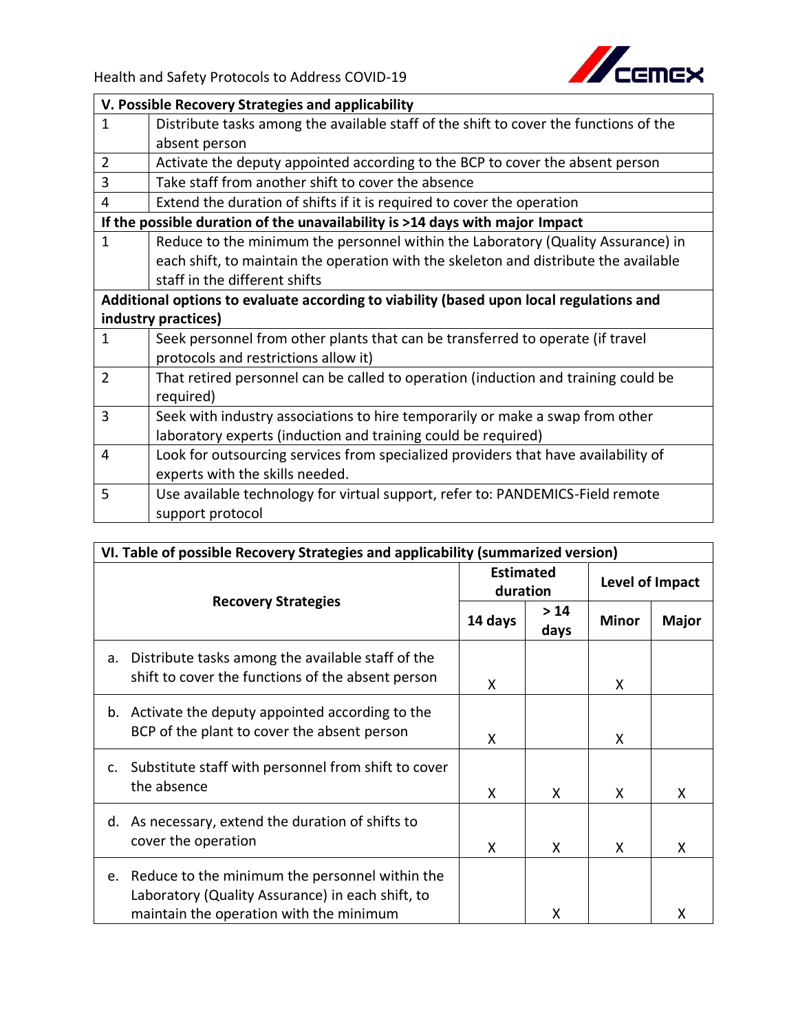| V. Possible Recovery Strategies and applicability | |
|---|---|
| 1 | Distribute tasks among the available staff of the shift to cover the functions of the absent person |
| 2 | Activate the deputy appointed according to the BCP to cover the absent person |
| 3 | Take staff from another shift to cover the absence |
| 4 | Extend the duration of shifts if it is required to cover the operation |
| **If the possible duration of the unavailability is >14 days with major Impact** | |
| 1 | Reduce to the minimum the personnel within the Laboratory (Quality Assurance) in each shift, to maintain the operation with the skeleton and distribute the available staff in the different shifts |
| **Additional options to evaluate according to viability (based upon local regulations and industry practices)** | |
| 1 | Seek personnel from other plants that can be transferred to operate (if travel protocols and restrictions allow it) |
| 2 | That retired personnel can be called to operation (induction and training could be required) |
| 3 | Seek with industry associations to hire temporarily or make a swap from other laboratory experts (induction and training could be required) |
| 4 | Look for outsourcing services from specialized providers that have availability of experts with the skills needed. |
| 5 | Use available technology for virtual support, refer to: PANDEMICS-Field remote support protocol |

**VI. Table of possible Recovery Strategies and applicability (summarized version)**

| Recovery Strategies | Estimated duration | | Level of Impact | |
|---|---|---|---|---|
| | 14 days | > 14 days | Minor | Major |
| a. Distribute tasks among the available staff of the shift to cover the functions of the absent person | X | | X | |
| b. Activate the deputy appointed according to the BCP of the plant to cover the absent person | X | | X | |
| c. Substitute staff with personnel from shift to cover the absence | X | X | X | X |
| d. As necessary, extend the duration of shifts to cover the operation | X | X | X | X |
| e. Reduce to the minimum the personnel within the Laboratory (Quality Assurance) in each shift, to maintain the operation with the minimum | | X | | X |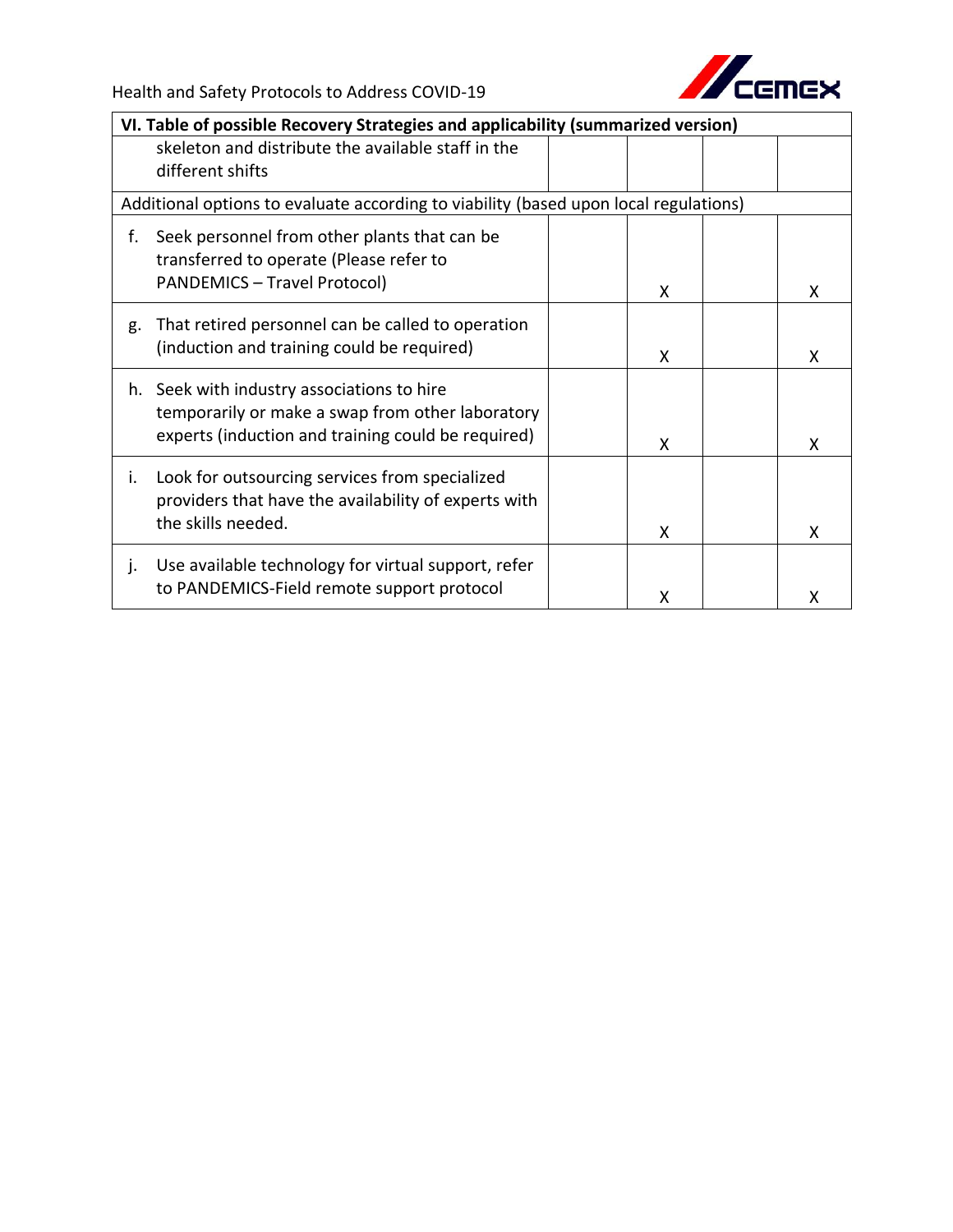| VI. Table of possible Recovery Strategies and applicability (summarized version) | | | | | |
|---|---|---|---|---|---|
| skeleton and distribute the available staff in the different shifts | | | | | |
| Additional options to evaluate according to viability (based upon local regulations) | | | | | |
| f. Seek personnel from other plants that can be transferred to operate (Please refer to PANDEMICS – Travel Protocol) | | X | | X | |
| g. That retired personnel can be called to operation (induction and training could be required) | | X | | X | |
| h. Seek with industry associations to hire temporarily or make a swap from other laboratory experts (induction and training could be required) | | X | | X | |
| i. Look for outsourcing services from specialized providers that have the availability of experts with the skills needed. | | X | | X | |
| j. Use available technology for virtual support, refer to PANDEMICS-Field remote support protocol | | X | | X | |